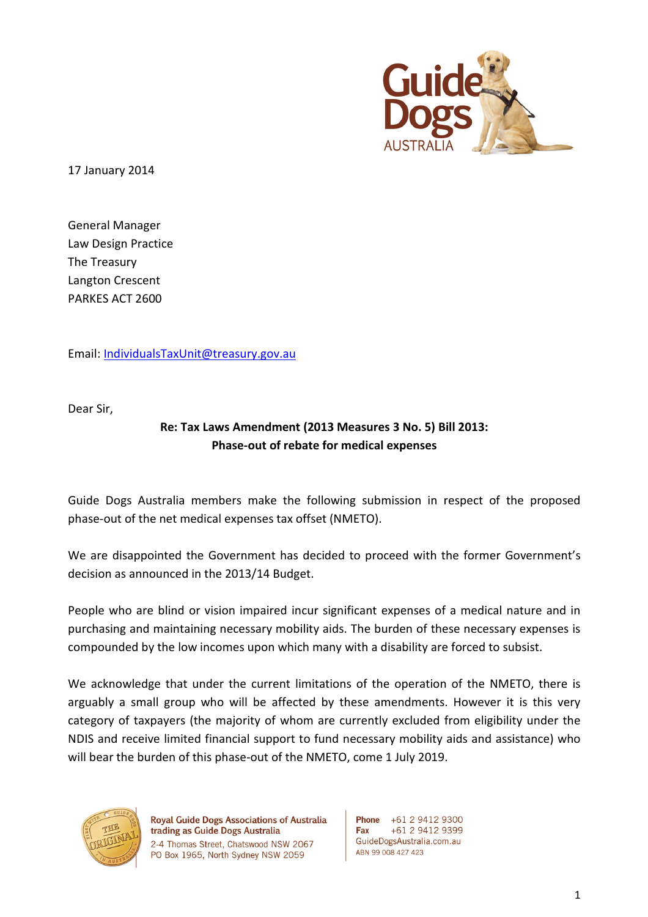17 January 2014

General Manager
Law Design Practice
The Treasury
Langton Crescent
PARKES ACT 2600

Email: IndividualsTaxUnit@treasury.gov.au

Dear Sir,

**Re: Tax Laws Amendment (2013 Measures 3 No. 5) Bill 2013:**
**Phase-out of rebate for medical expenses**

Guide Dogs Australia members make the following submission in respect of the proposed phase-out of the net medical expenses tax offset (NMETO).

We are disappointed the Government has decided to proceed with the former Government's decision as announced in the 2013/14 Budget.

People who are blind or vision impaired incur significant expenses of a medical nature and in purchasing and maintaining necessary mobility aids. The burden of these necessary expenses is compounded by the low incomes upon which many with a disability are forced to subsist.

We acknowledge that under the current limitations of the operation of the NMETO, there is arguably a small group who will be affected by these amendments. However it is this very category of taxpayers (the majority of whom are currently excluded from eligibility under the NDIS and receive limited financial support to fund necessary mobility aids and assistance) who will bear the burden of this phase-out of the NMETO, come 1 July 2019.

Royal Guide Dogs Associations of Australia trading as Guide Dogs Australia
2-4 Thomas Street, Chatswood NSW 2067
PO Box 1965, North Sydney NSW 2059

Phone +61 2 9412 9300
Fax +61 2 9412 9399
GuideDogsAustralia.com.au
ABN 99 008 427 423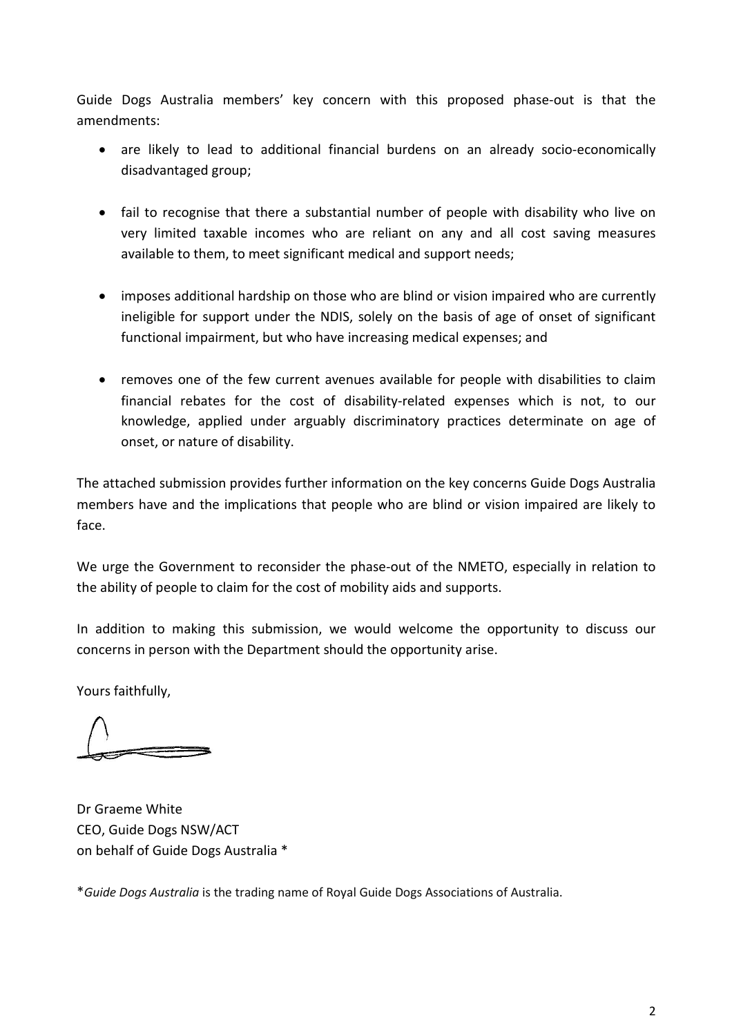Guide Dogs Australia members' key concern with this proposed phase-out is that the amendments:

- are likely to lead to additional financial burdens on an already socio-economically disadvantaged group;
- fail to recognise that there a substantial number of people with disability who live on very limited taxable incomes who are reliant on any and all cost saving measures available to them, to meet significant medical and support needs;
- imposes additional hardship on those who are blind or vision impaired who are currently ineligible for support under the NDIS, solely on the basis of age of onset of significant functional impairment, but who have increasing medical expenses; and
- removes one of the few current avenues available for people with disabilities to claim financial rebates for the cost of disability-related expenses which is not, to our knowledge, applied under arguably discriminatory practices determinate on age of onset, or nature of disability.

The attached submission provides further information on the key concerns Guide Dogs Australia members have and the implications that people who are blind or vision impaired are likely to face.

We urge the Government to reconsider the phase-out of the NMETO, especially in relation to the ability of people to claim for the cost of mobility aids and supports.

In addition to making this submission, we would welcome the opportunity to discuss our concerns in person with the Department should the opportunity arise.

Yours faithfully,

Dr Graeme White
CEO, Guide Dogs NSW/ACT
on behalf of Guide Dogs Australia *

**Guide Dogs Australia* is the trading name of Royal Guide Dogs Associations of Australia.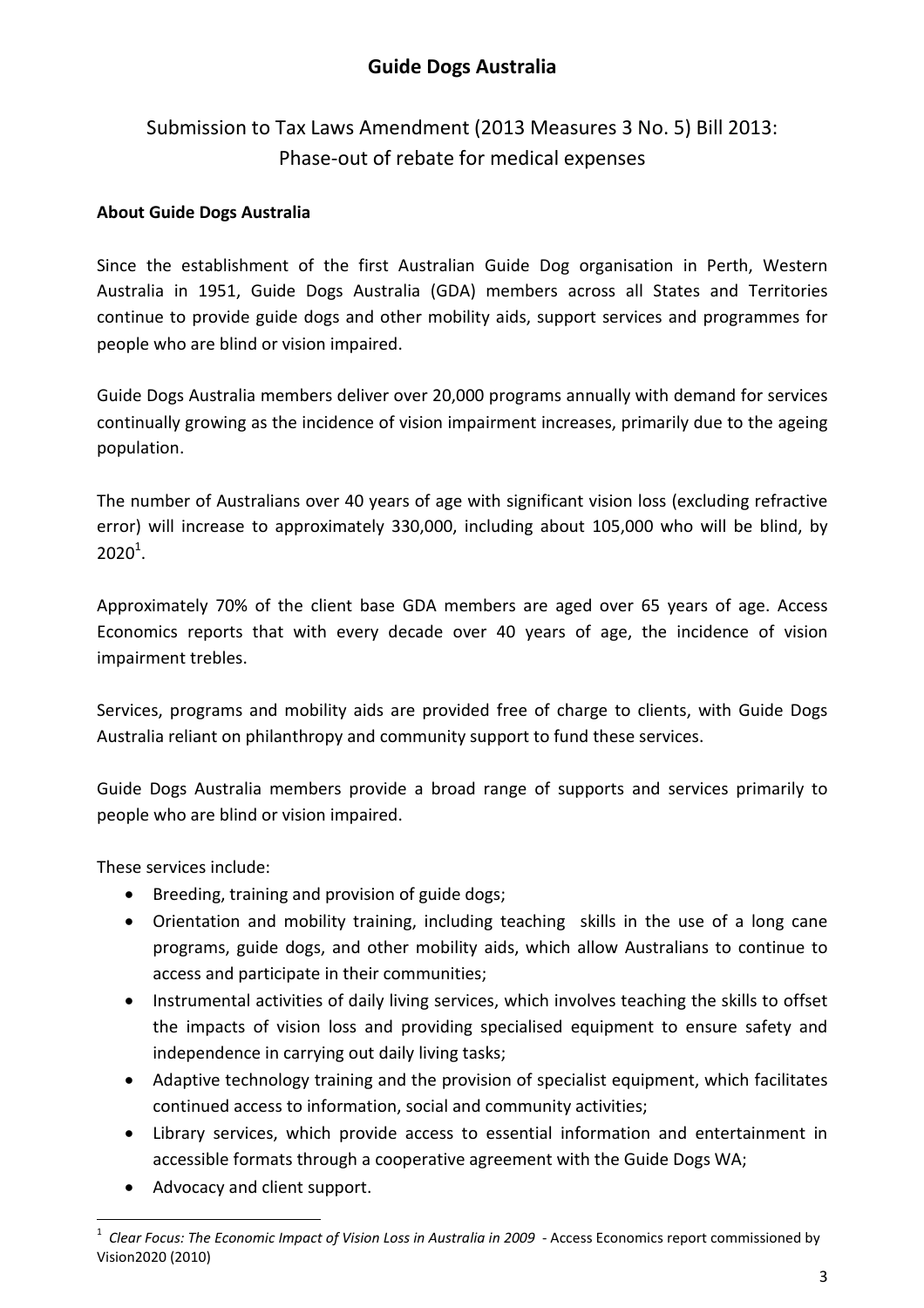# Guide Dogs Australia

## Submission to Tax Laws Amendment (2013 Measures 3 No. 5) Bill 2013: Phase-out of rebate for medical expenses

**About Guide Dogs Australia**

Since the establishment of the first Australian Guide Dog organisation in Perth, Western Australia in 1951, Guide Dogs Australia (GDA) members across all States and Territories continue to provide guide dogs and other mobility aids, support services and programmes for people who are blind or vision impaired.

Guide Dogs Australia members deliver over 20,000 programs annually with demand for services continually growing as the incidence of vision impairment increases, primarily due to the ageing population.

The number of Australians over 40 years of age with significant vision loss (excluding refractive error) will increase to approximately 330,000, including about 105,000 who will be blind, by 2020[1].

Approximately 70% of the client base GDA members are aged over 65 years of age. Access Economics reports that with every decade over 40 years of age, the incidence of vision impairment trebles.

Services, programs and mobility aids are provided free of charge to clients, with Guide Dogs Australia reliant on philanthropy and community support to fund these services.

Guide Dogs Australia members provide a broad range of supports and services primarily to people who are blind or vision impaired.

These services include:

- Breeding, training and provision of guide dogs;
- Orientation and mobility training, including teaching skills in the use of a long cane programs, guide dogs, and other mobility aids, which allow Australians to continue to access and participate in their communities;
- Instrumental activities of daily living services, which involves teaching the skills to offset the impacts of vision loss and providing specialised equipment to ensure safety and independence in carrying out daily living tasks;
- Adaptive technology training and the provision of specialist equipment, which facilitates continued access to information, social and community activities;
- Library services, which provide access to essential information and entertainment in accessible formats through a cooperative agreement with the Guide Dogs WA;
- Advocacy and client support.

[1] *Clear Focus: The Economic Impact of Vision Loss in Australia in 2009* - Access Economics report commissioned by Vision2020 (2010)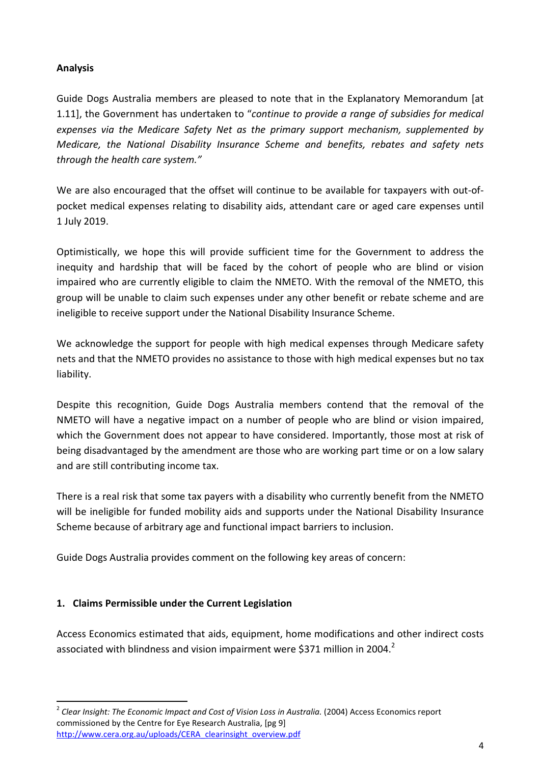**Analysis**

Guide Dogs Australia members are pleased to note that in the Explanatory Memorandum [at 1.11], the Government has undertaken to "*continue to provide a range of subsidies for medical expenses via the Medicare Safety Net as the primary support mechanism, supplemented by Medicare, the National Disability Insurance Scheme and benefits, rebates and safety nets through the health care system."*

We are also encouraged that the offset will continue to be available for taxpayers with out-of-pocket medical expenses relating to disability aids, attendant care or aged care expenses until 1 July 2019.

Optimistically, we hope this will provide sufficient time for the Government to address the inequity and hardship that will be faced by the cohort of people who are blind or vision impaired who are currently eligible to claim the NMETO. With the removal of the NMETO, this group will be unable to claim such expenses under any other benefit or rebate scheme and are ineligible to receive support under the National Disability Insurance Scheme.

We acknowledge the support for people with high medical expenses through Medicare safety nets and that the NMETO provides no assistance to those with high medical expenses but no tax liability.

Despite this recognition, Guide Dogs Australia members contend that the removal of the NMETO will have a negative impact on a number of people who are blind or vision impaired, which the Government does not appear to have considered. Importantly, those most at risk of being disadvantaged by the amendment are those who are working part time or on a low salary and are still contributing income tax.

There is a real risk that some tax payers with a disability who currently benefit from the NMETO will be ineligible for funded mobility aids and supports under the National Disability Insurance Scheme because of arbitrary age and functional impact barriers to inclusion.

Guide Dogs Australia provides comment on the following key areas of concern:

**1. Claims Permissible under the Current Legislation**

Access Economics estimated that aids, equipment, home modifications and other indirect costs associated with blindness and vision impairment were $371 million in 2004.[2]

---

[2] *Clear Insight: The Economic Impact and Cost of Vision Loss in Australia.* (2004) Access Economics report commissioned by the Centre for Eye Research Australia, [pg 9] http://www.cera.org.au/uploads/CERA_clearinsight_overview.pdf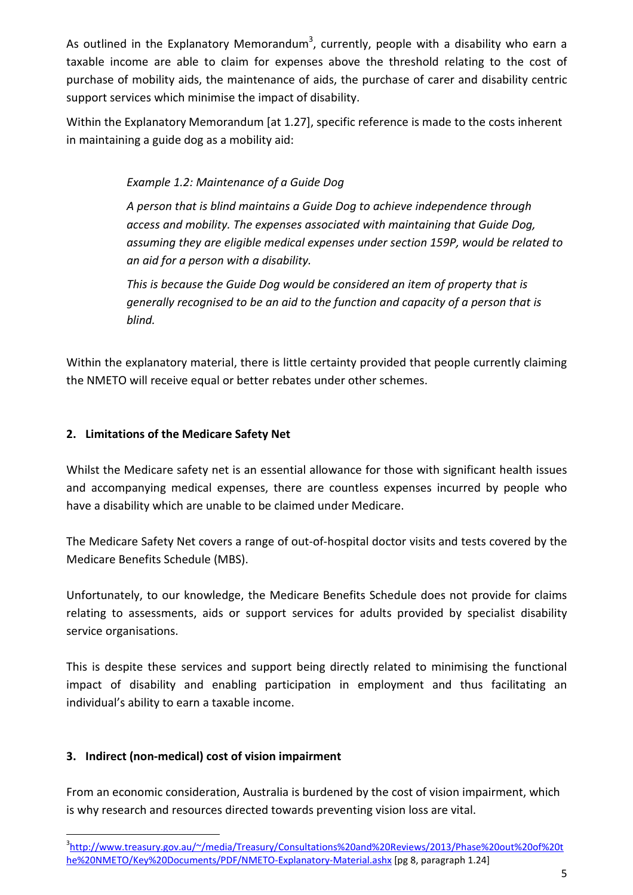As outlined in the Explanatory Memorandum[3], currently, people with a disability who earn a taxable income are able to claim for expenses above the threshold relating to the cost of purchase of mobility aids, the maintenance of aids, the purchase of carer and disability centric support services which minimise the impact of disability.

Within the Explanatory Memorandum [at 1.27], specific reference is made to the costs inherent in maintaining a guide dog as a mobility aid:

> *Example 1.2: Maintenance of a Guide Dog*
>
> *A person that is blind maintains a Guide Dog to achieve independence through access and mobility. The expenses associated with maintaining that Guide Dog, assuming they are eligible medical expenses under section 159P, would be related to an aid for a person with a disability.*
>
> *This is because the Guide Dog would be considered an item of property that is generally recognised to be an aid to the function and capacity of a person that is blind.*

Within the explanatory material, there is little certainty provided that people currently claiming the NMETO will receive equal or better rebates under other schemes.

## 2. Limitations of the Medicare Safety Net

Whilst the Medicare safety net is an essential allowance for those with significant health issues and accompanying medical expenses, there are countless expenses incurred by people who have a disability which are unable to be claimed under Medicare.

The Medicare Safety Net covers a range of out-of-hospital doctor visits and tests covered by the Medicare Benefits Schedule (MBS).

Unfortunately, to our knowledge, the Medicare Benefits Schedule does not provide for claims relating to assessments, aids or support services for adults provided by specialist disability service organisations.

This is despite these services and support being directly related to minimising the functional impact of disability and enabling participation in employment and thus facilitating an individual's ability to earn a taxable income.

## 3. Indirect (non-medical) cost of vision impairment

From an economic consideration, Australia is burdened by the cost of vision impairment, which is why research and resources directed towards preventing vision loss are vital.

---

[3] http://www.treasury.gov.au/~/media/Treasury/Consultations%20and%20Reviews/2013/Phase%20out%20of%20the%20NMETO/Key%20Documents/PDF/NMETO-Explanatory-Material.ashx [pg 8, paragraph 1.24]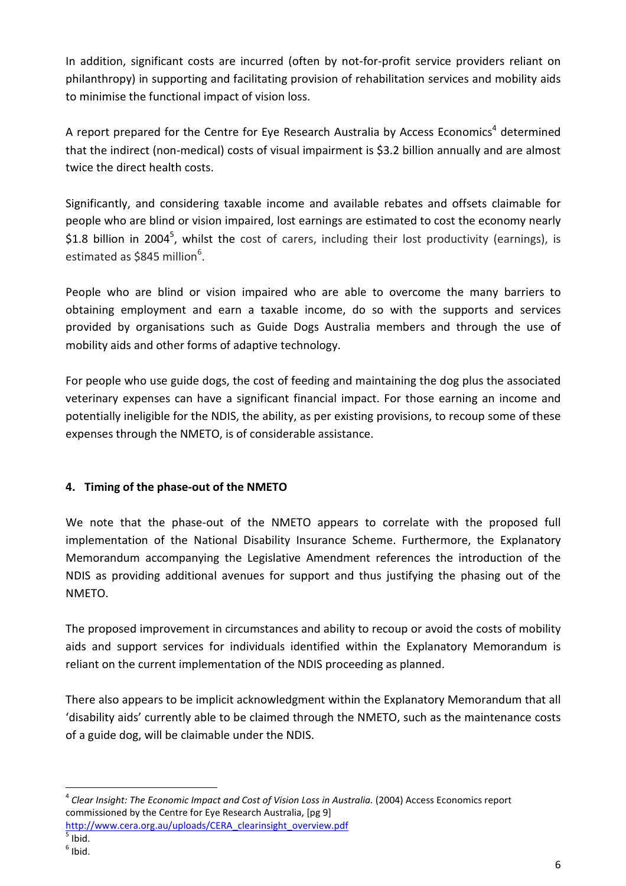In addition, significant costs are incurred (often by not-for-profit service providers reliant on philanthropy) in supporting and facilitating provision of rehabilitation services and mobility aids to minimise the functional impact of vision loss.

A report prepared for the Centre for Eye Research Australia by Access Economics[4] determined that the indirect (non-medical) costs of visual impairment is $3.2 billion annually and are almost twice the direct health costs.

Significantly, and considering taxable income and available rebates and offsets claimable for people who are blind or vision impaired, lost earnings are estimated to cost the economy nearly $1.8 billion in 2004[5], whilst the cost of carers, including their lost productivity (earnings), is estimated as $845 million[6].

People who are blind or vision impaired who are able to overcome the many barriers to obtaining employment and earn a taxable income, do so with the supports and services provided by organisations such as Guide Dogs Australia members and through the use of mobility aids and other forms of adaptive technology.

For people who use guide dogs, the cost of feeding and maintaining the dog plus the associated veterinary expenses can have a significant financial impact. For those earning an income and potentially ineligible for the NDIS, the ability, as per existing provisions, to recoup some of these expenses through the NMETO, is of considerable assistance.

## 4. Timing of the phase-out of the NMETO

We note that the phase-out of the NMETO appears to correlate with the proposed full implementation of the National Disability Insurance Scheme. Furthermore, the Explanatory Memorandum accompanying the Legislative Amendment references the introduction of the NDIS as providing additional avenues for support and thus justifying the phasing out of the NMETO.

The proposed improvement in circumstances and ability to recoup or avoid the costs of mobility aids and support services for individuals identified within the Explanatory Memorandum is reliant on the current implementation of the NDIS proceeding as planned.

There also appears to be implicit acknowledgment within the Explanatory Memorandum that all 'disability aids' currently able to be claimed through the NMETO, such as the maintenance costs of a guide dog, will be claimable under the NDIS.

---

[4] *Clear Insight: The Economic Impact and Cost of Vision Loss in Australia.* (2004) Access Economics report commissioned by the Centre for Eye Research Australia, [pg 9] http://www.cera.org.au/uploads/CERA_clearinsight_overview.pdf

[5] Ibid.

[6] Ibid.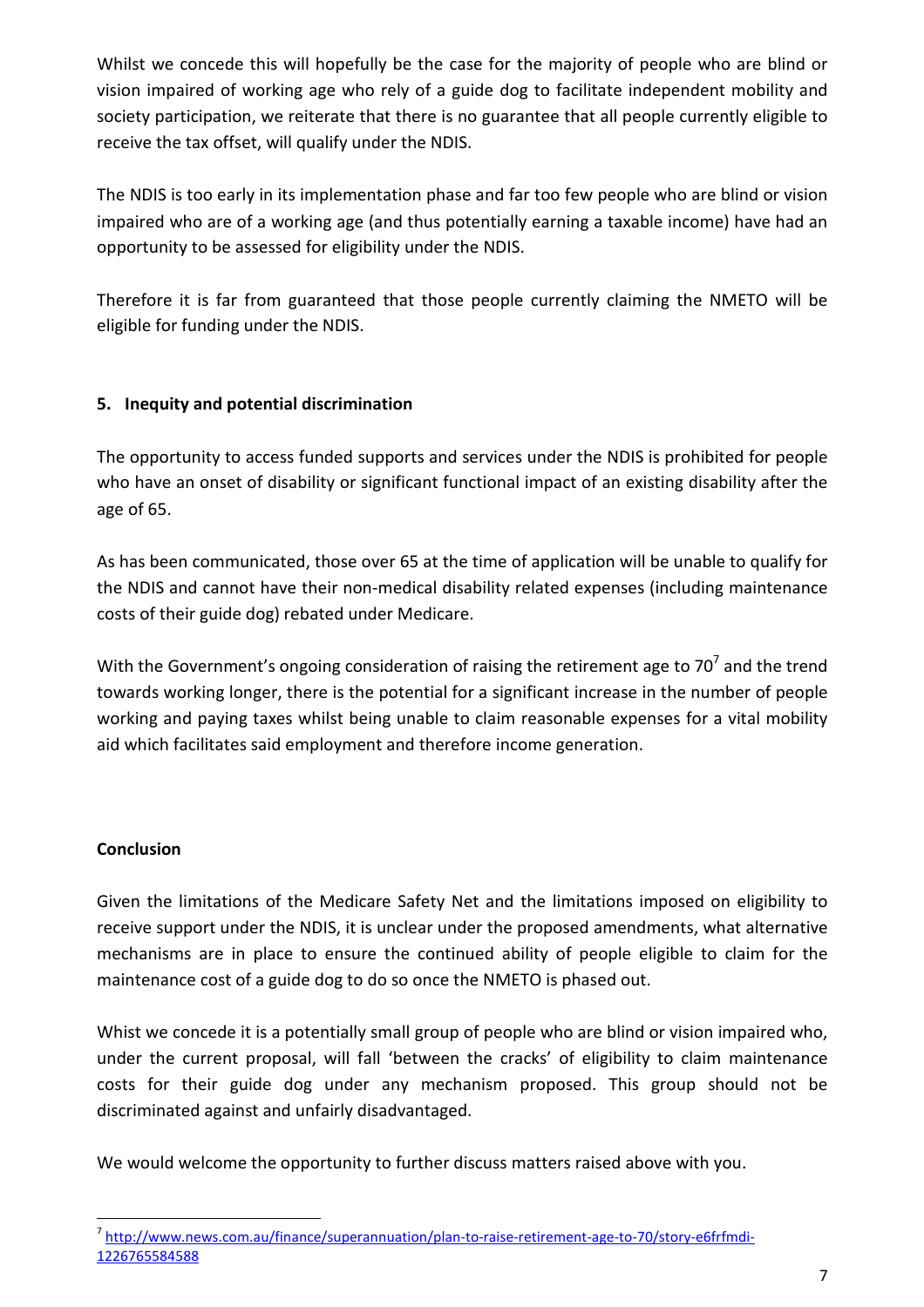Whilst we concede this will hopefully be the case for the majority of people who are blind or vision impaired of working age who rely of a guide dog to facilitate independent mobility and society participation, we reiterate that there is no guarantee that all people currently eligible to receive the tax offset, will qualify under the NDIS.

The NDIS is too early in its implementation phase and far too few people who are blind or vision impaired who are of a working age (and thus potentially earning a taxable income) have had an opportunity to be assessed for eligibility under the NDIS.

Therefore it is far from guaranteed that those people currently claiming the NMETO will be eligible for funding under the NDIS.

## 5. Inequity and potential discrimination

The opportunity to access funded supports and services under the NDIS is prohibited for people who have an onset of disability or significant functional impact of an existing disability after the age of 65.

As has been communicated, those over 65 at the time of application will be unable to qualify for the NDIS and cannot have their non-medical disability related expenses (including maintenance costs of their guide dog) rebated under Medicare.

With the Government's ongoing consideration of raising the retirement age to 70[7] and the trend towards working longer, there is the potential for a significant increase in the number of people working and paying taxes whilst being unable to claim reasonable expenses for a vital mobility aid which facilitates said employment and therefore income generation.

## Conclusion

Given the limitations of the Medicare Safety Net and the limitations imposed on eligibility to receive support under the NDIS, it is unclear under the proposed amendments, what alternative mechanisms are in place to ensure the continued ability of people eligible to claim for the maintenance cost of a guide dog to do so once the NMETO is phased out.

Whist we concede it is a potentially small group of people who are blind or vision impaired who, under the current proposal, will fall 'between the cracks' of eligibility to claim maintenance costs for their guide dog under any mechanism proposed. This group should not be discriminated against and unfairly disadvantaged.

We would welcome the opportunity to further discuss matters raised above with you.

---

[7] http://www.news.com.au/finance/superannuation/plan-to-raise-retirement-age-to-70/story-e6frfmdi-1226765584588